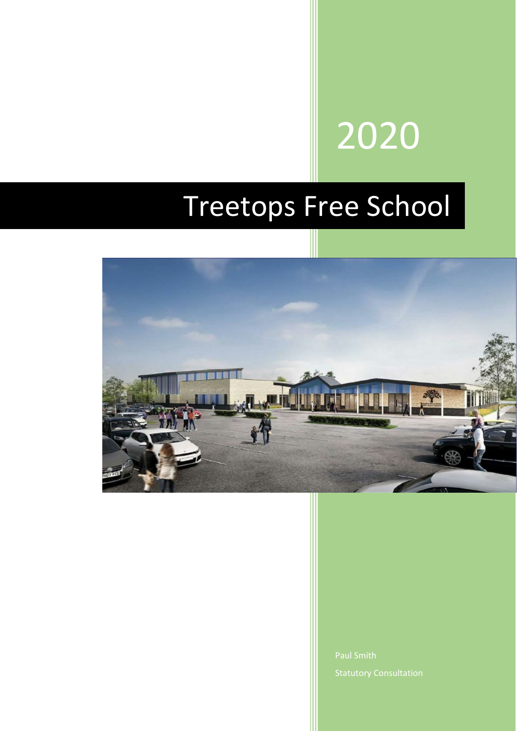2020

# Treetops Free School

Paul Smith

Statutory Consultation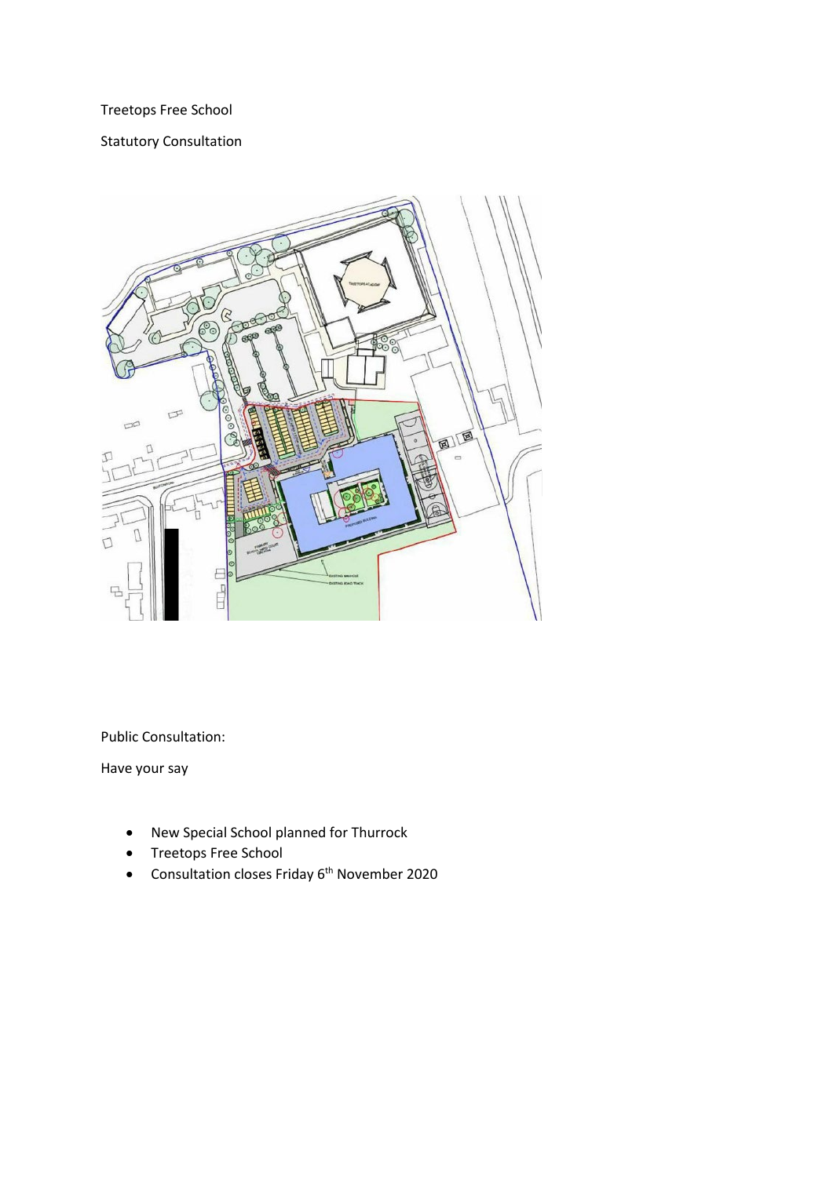Treetops Free School

Statutory Consultation

Public Consultation:

Have your say

- New Special School planned for Thurrock
- Treetops Free School
- Consultation closes Friday 6th November 2020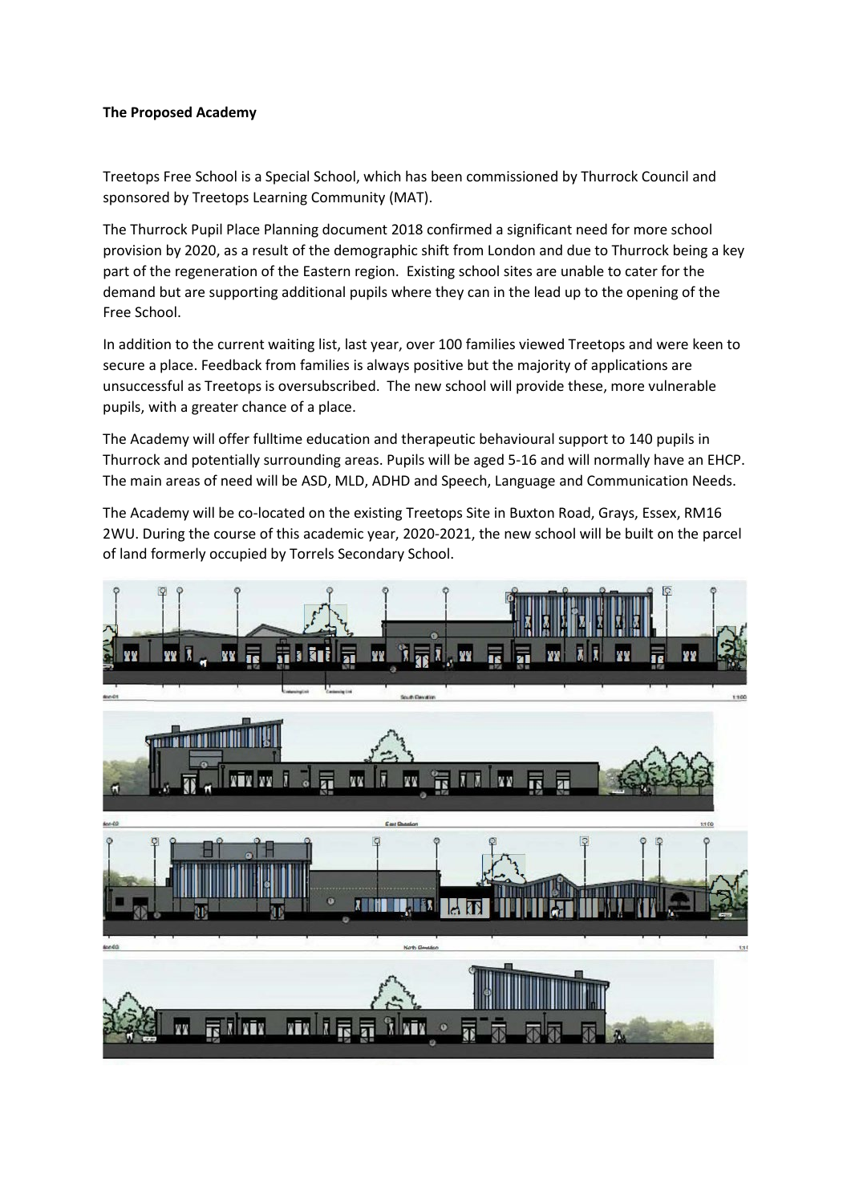**The Proposed Academy**

Treetops Free School is a Special School, which has been commissioned by Thurrock Council and sponsored by Treetops Learning Community (MAT).

The Thurrock Pupil Place Planning document 2018 confirmed a significant need for more school provision by 2020, as a result of the demographic shift from London and due to Thurrock being a key part of the regeneration of the Eastern region. Existing school sites are unable to cater for the demand but are supporting additional pupils where they can in the lead up to the opening of the Free School.

In addition to the current waiting list, last year, over 100 families viewed Treetops and were keen to secure a place. Feedback from families is always positive but the majority of applications are unsuccessful as Treetops is oversubscribed. The new school will provide these, more vulnerable pupils, with a greater chance of a place.

The Academy will offer fulltime education and therapeutic behavioural support to 140 pupils in Thurrock and potentially surrounding areas. Pupils will be aged 5-16 and will normally have an EHCP. The main areas of need will be ASD, MLD, ADHD and Speech, Language and Communication Needs.

The Academy will be co-located on the existing Treetops Site in Buxton Road, Grays, Essex, RM16 2WU. During the course of this academic year, 2020-2021, the new school will be built on the parcel of land formerly occupied by Torrels Secondary School.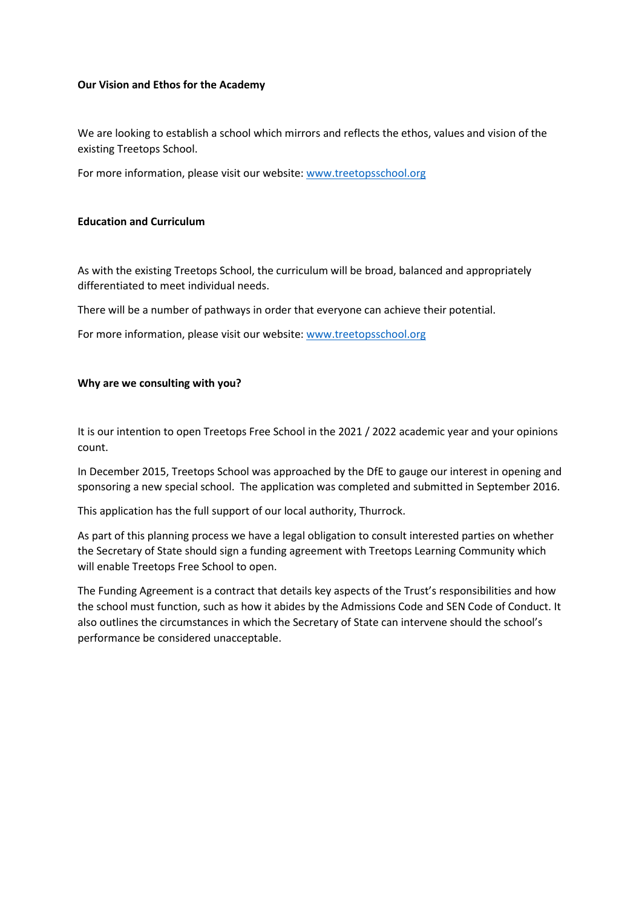**Our Vision and Ethos for the Academy**

We are looking to establish a school which mirrors and reflects the ethos, values and vision of the existing Treetops School.

For more information, please visit our website: [www.treetopsschool.org](http://www.treetopsschool.org)

**Education and Curriculum**

As with the existing Treetops School, the curriculum will be broad, balanced and appropriately differentiated to meet individual needs.

There will be a number of pathways in order that everyone can achieve their potential.

For more information, please visit our website: [www.treetopsschool.org](http://www.treetopsschool.org)

**Why are we consulting with you?**

It is our intention to open Treetops Free School in the 2021 / 2022 academic year and your opinions count.

In December 2015, Treetops School was approached by the DfE to gauge our interest in opening and sponsoring a new special school. The application was completed and submitted in September 2016.

This application has the full support of our local authority, Thurrock.

As part of this planning process we have a legal obligation to consult interested parties on whether the Secretary of State should sign a funding agreement with Treetops Learning Community which will enable Treetops Free School to open.

The Funding Agreement is a contract that details key aspects of the Trust's responsibilities and how the school must function, such as how it abides by the Admissions Code and SEN Code of Conduct. It also outlines the circumstances in which the Secretary of State can intervene should the school's performance be considered unacceptable.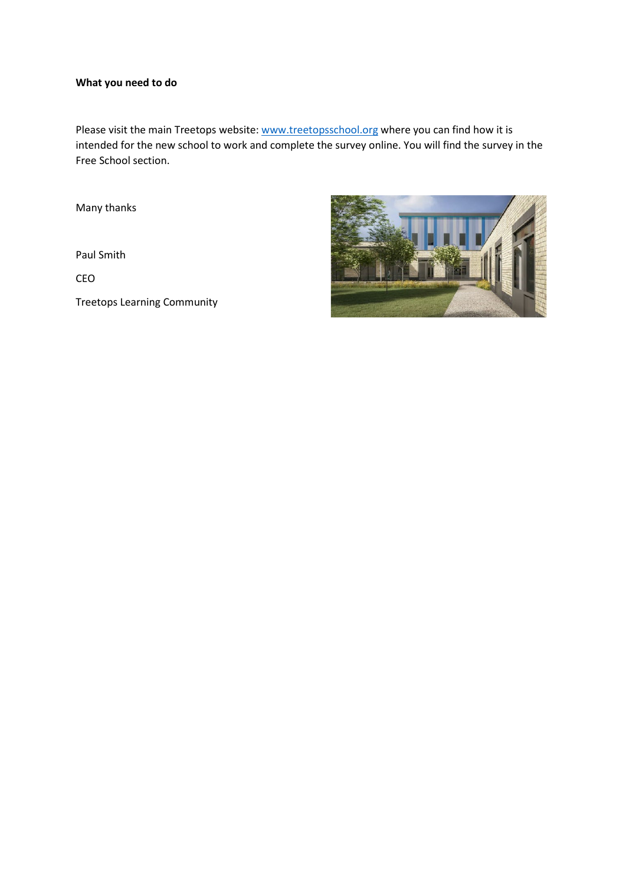**What you need to do**

Please visit the main Treetops website: [www.treetopsschool.org](http://www.treetopsschool.org) where you can find how it is intended for the new school to work and complete the survey online. You will find the survey in the Free School section.

Many thanks

Paul Smith

CEO

Treetops Learning Community